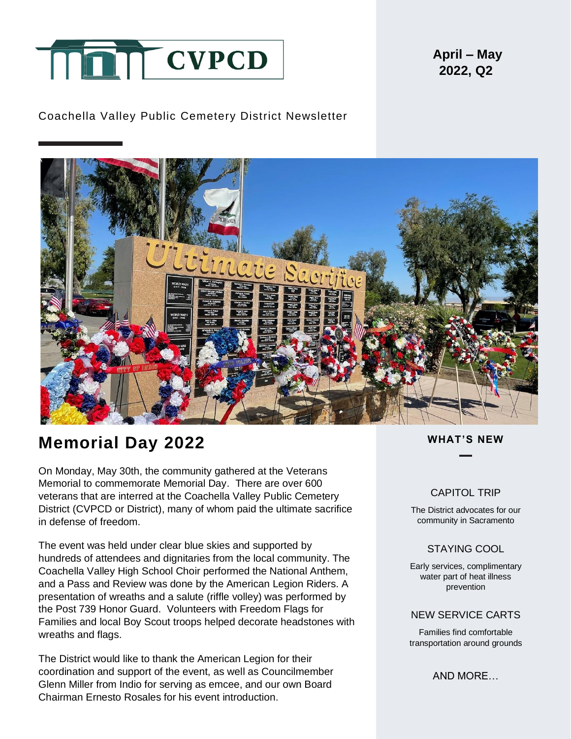# CVPCD

**April – May 2022, Q2**

Coachella Valley Public Cemetery District Newsletter

## Memorial Day 2022

On Monday, May 30th, the community gathered at the Veterans Memorial to commemorate Memorial Day. There are over 600 veterans that are interred at the Coachella Valley Public Cemetery District (CVPCD or District), many of whom paid the ultimate sacrifice in defense of freedom.

The event was held under clear blue skies and supported by hundreds of attendees and dignitaries from the local community. The Coachella Valley High School Choir performed the National Anthem, and a Pass and Review was done by the American Legion Riders. A presentation of wreaths and a salute (riffle volley) was performed by the Post 739 Honor Guard. Volunteers with Freedom Flags for Families and local Boy Scout troops helped decorate headstones with wreaths and flags.

The District would like to thank the American Legion for their coordination and support of the event, as well as Councilmember Glenn Miller from Indio for serving as emcee, and our own Board Chairman Ernesto Rosales for his event introduction.

### WHAT'S NEW

**CAPITOL TRIP**

The District advocates for our community in Sacramento

**STAYING COOL**

Early services, complimentary water part of heat illness prevention

**NEW SERVICE CARTS**

Families find comfortable transportation around grounds

AND MORE…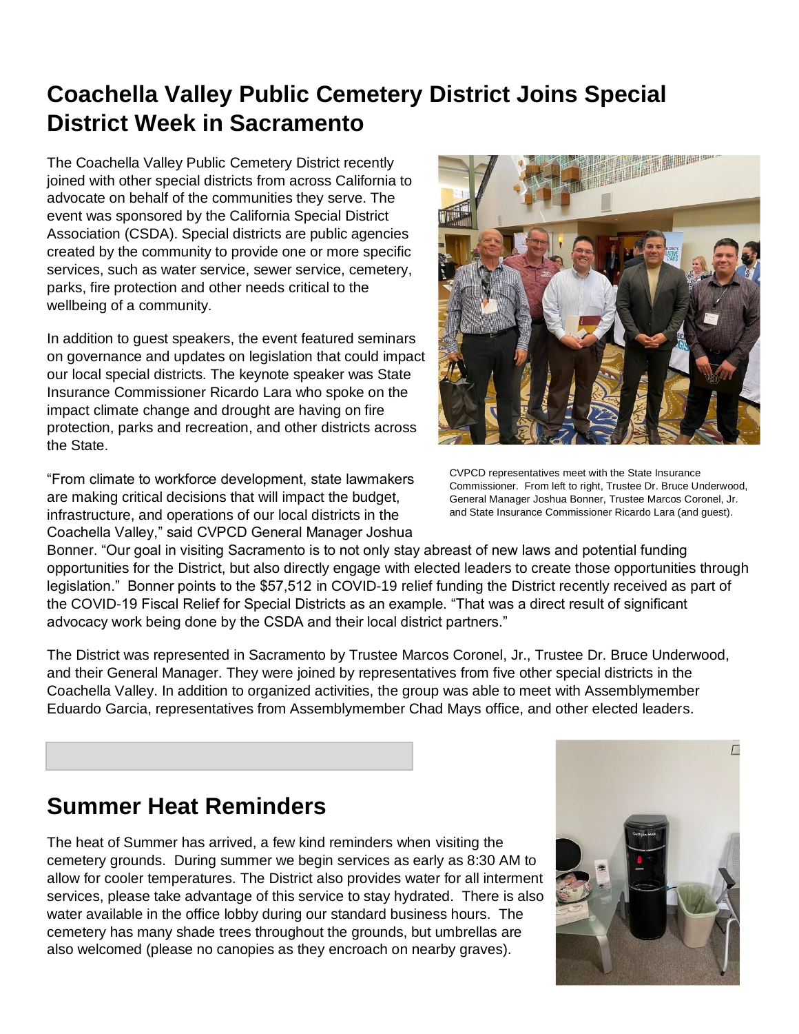## Coachella Valley Public Cemetery District Joins Special District Week in Sacramento

The Coachella Valley Public Cemetery District recently joined with other special districts from across California to advocate on behalf of the communities they serve. The event was sponsored by the California Special District Association (CSDA). Special districts are public agencies created by the community to provide one or more specific services, such as water service, sewer service, cemetery, parks, fire protection and other needs critical to the wellbeing of a community.

In addition to guest speakers, the event featured seminars on governance and updates on legislation that could impact our local special districts. The keynote speaker was State Insurance Commissioner Ricardo Lara who spoke on the impact climate change and drought are having on fire protection, parks and recreation, and other districts across the State.

CVPCD representatives meet with the State Insurance Commissioner. From left to right, Trustee Dr. Bruce Underwood, General Manager Joshua Bonner, Trustee Marcos Coronel, Jr. and State Insurance Commissioner Ricardo Lara (and guest).

"From climate to workforce development, state lawmakers are making critical decisions that will impact the budget, infrastructure, and operations of our local districts in the Coachella Valley," said CVPCD General Manager Joshua Bonner. "Our goal in visiting Sacramento is to not only stay abreast of new laws and potential funding opportunities for the District, but also directly engage with elected leaders to create those opportunities through legislation." Bonner points to the $57,512 in COVID-19 relief funding the District recently received as part of the COVID-19 Fiscal Relief for Special Districts as an example. "That was a direct result of significant advocacy work being done by the CSDA and their local district partners."

The District was represented in Sacramento by Trustee Marcos Coronel, Jr., Trustee Dr. Bruce Underwood, and their General Manager. They were joined by representatives from five other special districts in the Coachella Valley. In addition to organized activities, the group was able to meet with Assemblymember Eduardo Garcia, representatives from Assemblymember Chad Mays office, and other elected leaders.

## Summer Heat Reminders

The heat of Summer has arrived, a few kind reminders when visiting the cemetery grounds. During summer we begin services as early as 8:30 AM to allow for cooler temperatures. The District also provides water for all interment services, please take advantage of this service to stay hydrated. There is also water available in the office lobby during our standard business hours. The cemetery has many shade trees throughout the grounds, but umbrellas are also welcomed (please no canopies as they encroach on nearby graves).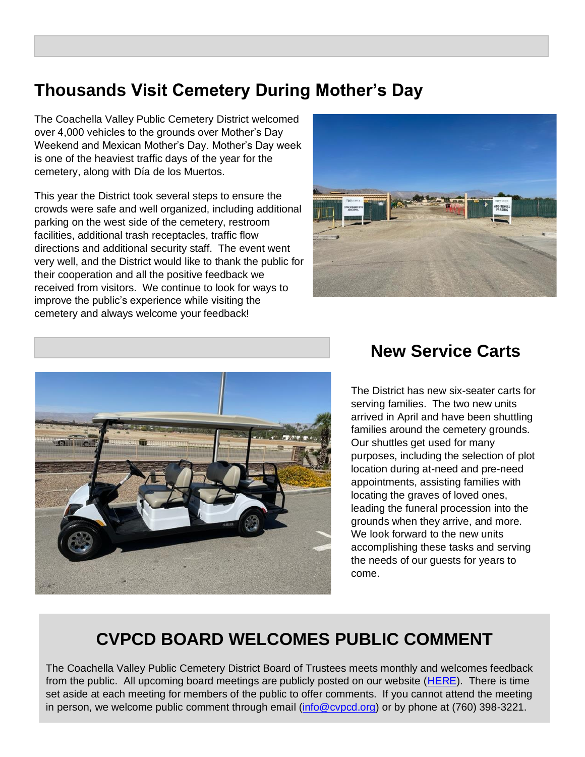## Thousands Visit Cemetery During Mother's Day

The Coachella Valley Public Cemetery District welcomed over 4,000 vehicles to the grounds over Mother's Day Weekend and Mexican Mother's Day. Mother's Day week is one of the heaviest traffic days of the year for the cemetery, along with Día de los Muertos.

This year the District took several steps to ensure the crowds were safe and well organized, including additional parking on the west side of the cemetery, restroom facilities, additional trash receptacles, traffic flow directions and additional security staff. The event went very well, and the District would like to thank the public for their cooperation and all the positive feedback we received from visitors. We continue to look for ways to improve the public's experience while visiting the cemetery and always welcome your feedback!

## New Service Carts

The District has new six-seater carts for serving families. The two new units arrived in April and have been shuttling families around the cemetery grounds. Our shuttles get used for many purposes, including the selection of plot location during at-need and pre-need appointments, assisting families with locating the graves of loved ones, leading the funeral procession into the grounds when they arrive, and more. We look forward to the new units accomplishing these tasks and serving the needs of our guests for years to come.

## CVPCD BOARD WELCOMES PUBLIC COMMENT

The Coachella Valley Public Cemetery District Board of Trustees meets monthly and welcomes feedback from the public. All upcoming board meetings are publicly posted on our website (HERE). There is time set aside at each meeting for members of the public to offer comments. If you cannot attend the meeting in person, we welcome public comment through email (info@cvpcd.org) or by phone at (760) 398-3221.